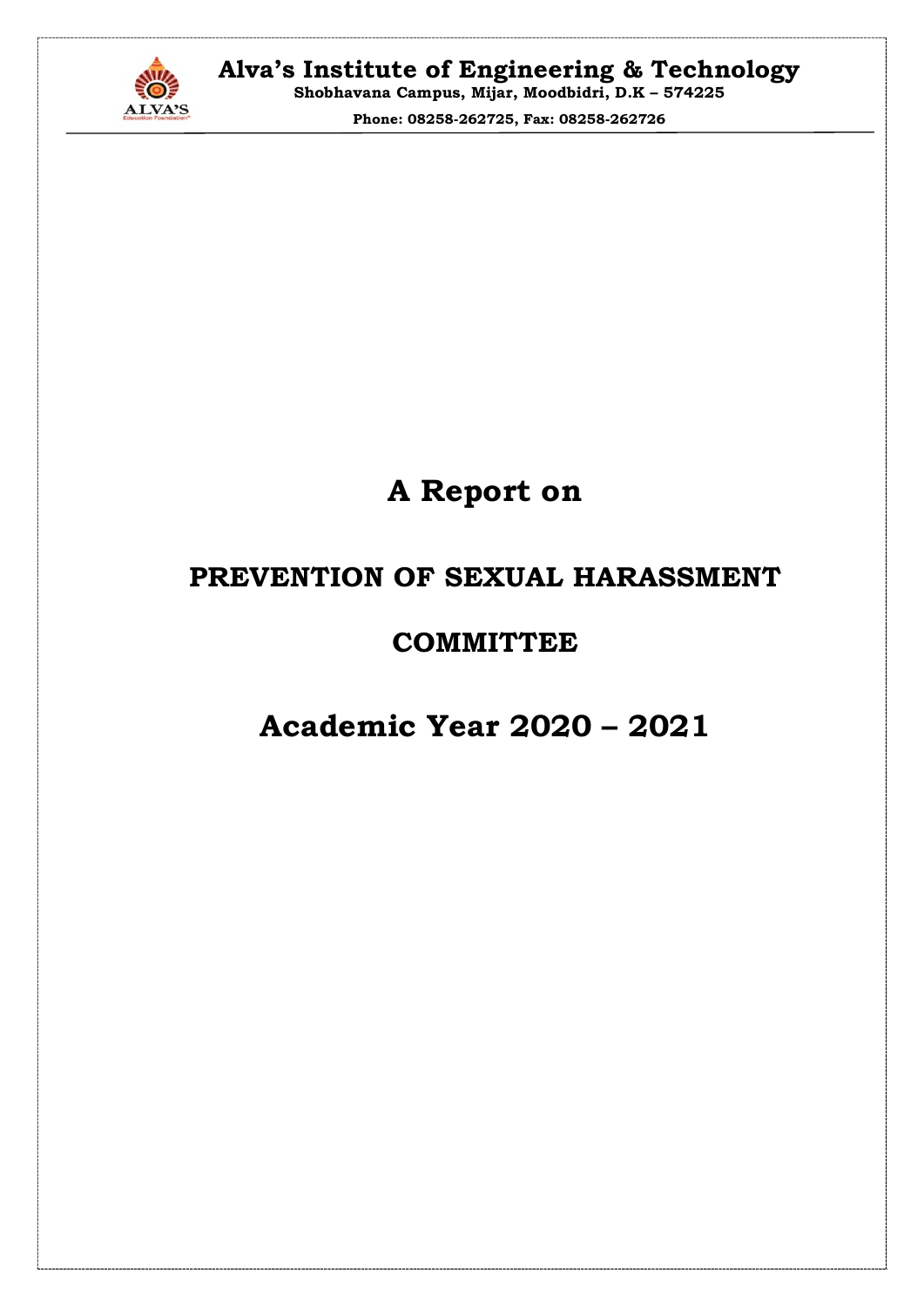# Alva's Institute of Engineering & Technology

**Shobhavana Campus, Mijar, Moodbidri, D.K – 574225**

**Phone: 08258-262725, Fax: 08258-262726**

# A Report on

## PREVENTION OF SEXUAL HARASSMENT

## COMMITTEE

# Academic Year 2020 – 2021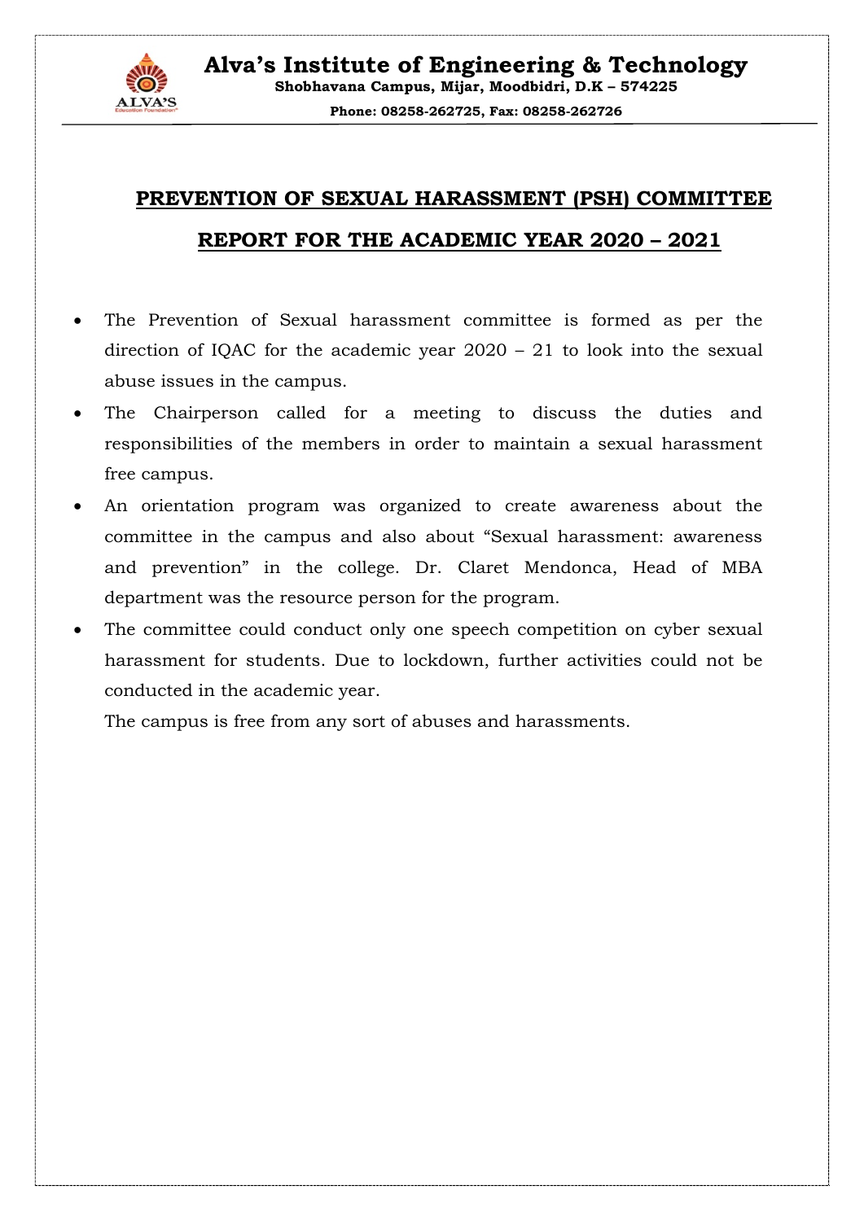# Alva's Institute of Engineering & Technology

**Shobhavana Campus, Mijar, Moodbidri, D.K – 574225**

**Phone: 08258-262725, Fax: 08258-262726**

## PREVENTION OF SEXUAL HARASSMENT (PSH) COMMITTEE REPORT FOR THE ACADEMIC YEAR 2020 – 2021

- The Prevention of Sexual harassment committee is formed as per the direction of IQAC for the academic year 2020 – 21 to look into the sexual abuse issues in the campus.
- The Chairperson called for a meeting to discuss the duties and responsibilities of the members in order to maintain a sexual harassment free campus.
- An orientation program was organized to create awareness about the committee in the campus and also about "Sexual harassment: awareness and prevention" in the college. Dr. Claret Mendonca, Head of MBA department was the resource person for the program.
- The committee could conduct only one speech competition on cyber sexual harassment for students. Due to lockdown, further activities could not be conducted in the academic year.

  The campus is free from any sort of abuses and harassments.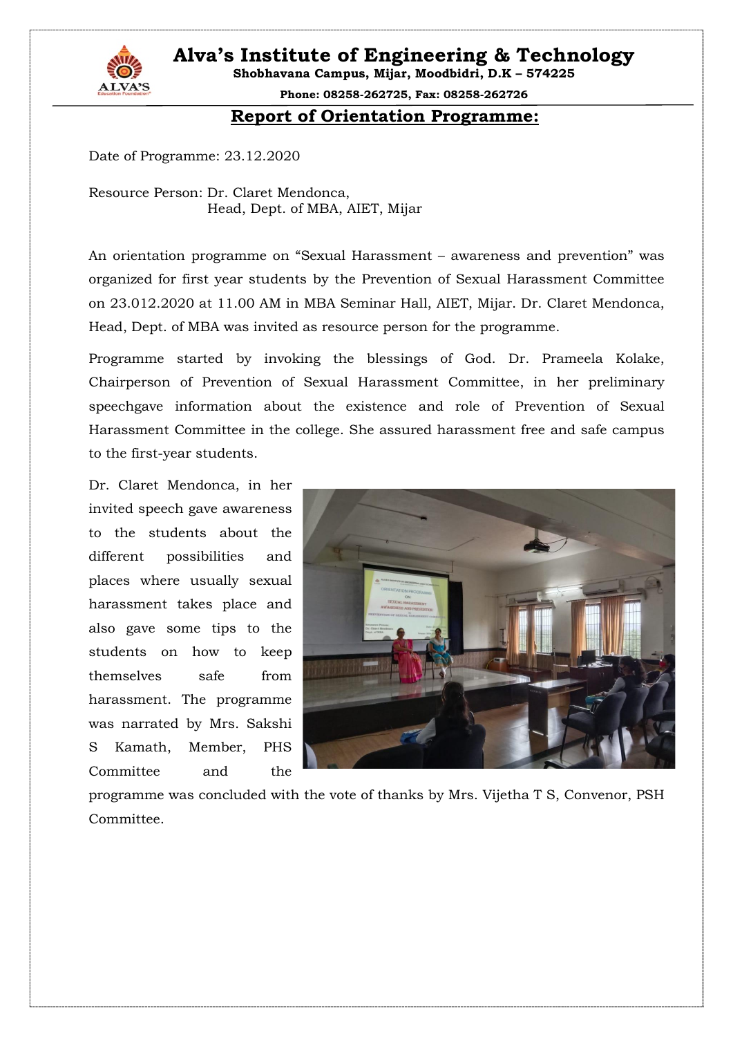# Alva's Institute of Engineering & Technology

**Shobhavana Campus, Mijar, Moodbidri, D.K – 574225**

**Phone: 08258-262725, Fax: 08258-262726**

## Report of Orientation Programme:

Date of Programme: 23.12.2020

Resource Person: Dr. Claret Mendonca,
Head, Dept. of MBA, AIET, Mijar

An orientation programme on "Sexual Harassment – awareness and prevention" was organized for first year students by the Prevention of Sexual Harassment Committee on 23.012.2020 at 11.00 AM in MBA Seminar Hall, AIET, Mijar. Dr. Claret Mendonca, Head, Dept. of MBA was invited as resource person for the programme.

Programme started by invoking the blessings of God. Dr. Prameela Kolake, Chairperson of Prevention of Sexual Harassment Committee, in her preliminary speechgave information about the existence and role of Prevention of Sexual Harassment Committee in the college. She assured harassment free and safe campus to the first-year students.

Dr. Claret Mendonca, in her invited speech gave awareness to the students about the different possibilities and places where usually sexual harassment takes place and also gave some tips to the students on how to keep themselves safe from harassment. The programme was narrated by Mrs. Sakshi S Kamath, Member, PHS Committee and the programme was concluded with the vote of thanks by Mrs. Vijetha T S, Convenor, PSH Committee.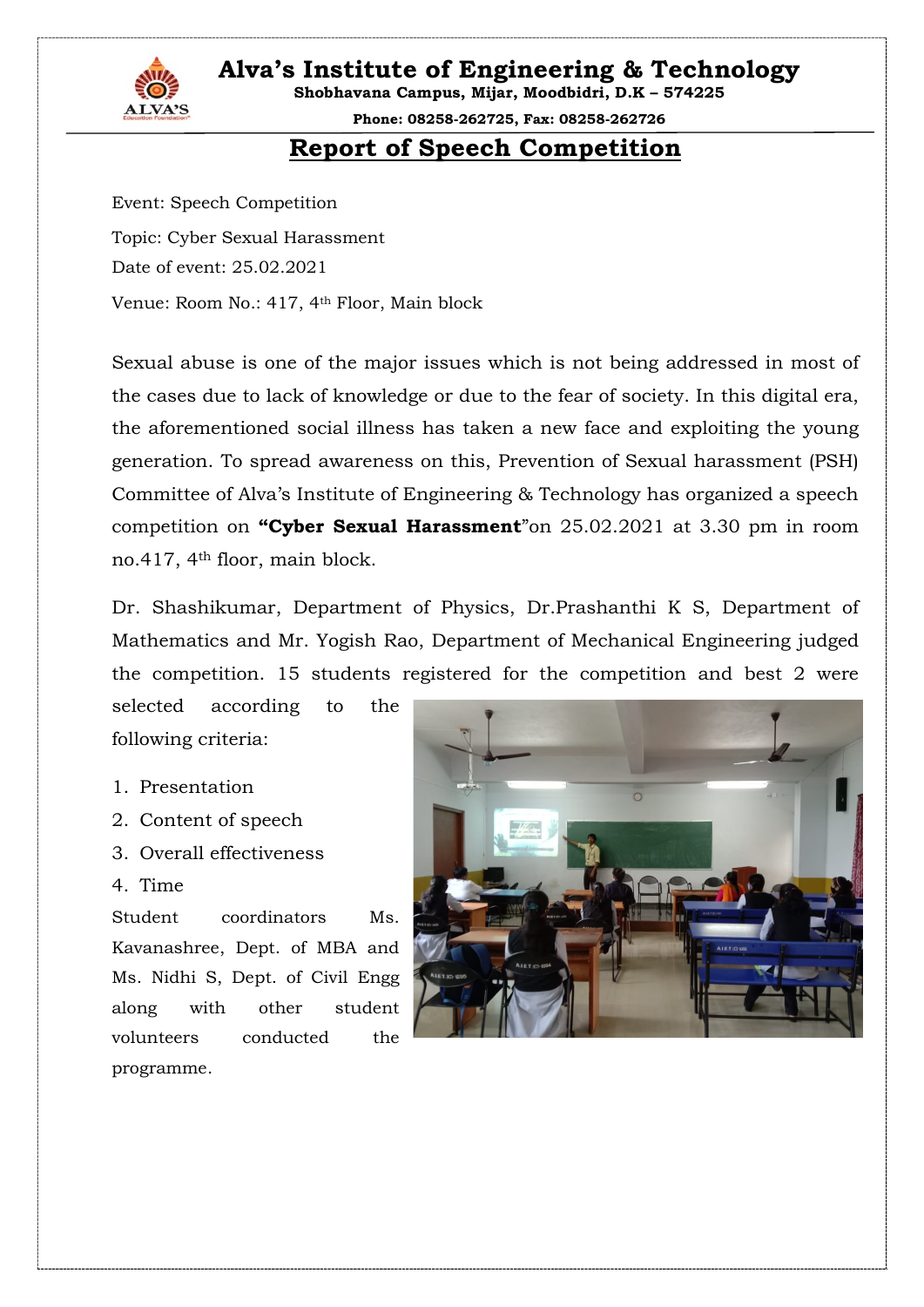Alva's Institute of Engineering & Technology

Shobhavana Campus, Mijar, Moodbidri, D.K – 574225

Phone: 08258-262725, Fax: 08258-262726

# Report of Speech Competition

Event: Speech Competition

Topic: Cyber Sexual Harassment

Date of event: 25.02.2021

Venue: Room No.: 417, 4th Floor, Main block

Sexual abuse is one of the major issues which is not being addressed in most of the cases due to lack of knowledge or due to the fear of society. In this digital era, the aforementioned social illness has taken a new face and exploiting the young generation. To spread awareness on this, Prevention of Sexual harassment (PSH) Committee of Alva's Institute of Engineering & Technology has organized a speech competition on **"Cyber Sexual Harassment**"on 25.02.2021 at 3.30 pm in room no.417, 4th floor, main block.

Dr. Shashikumar, Department of Physics, Dr.Prashanthi K S, Department of Mathematics and Mr. Yogish Rao, Department of Mechanical Engineering judged the competition. 15 students registered for the competition and best 2 were selected according to the following criteria:

1. Presentation
2. Content of speech
3. Overall effectiveness
4. Time

Student coordinators Ms. Kavanashree, Dept. of MBA and Ms. Nidhi S, Dept. of Civil Engg along with other student volunteers conducted the programme.